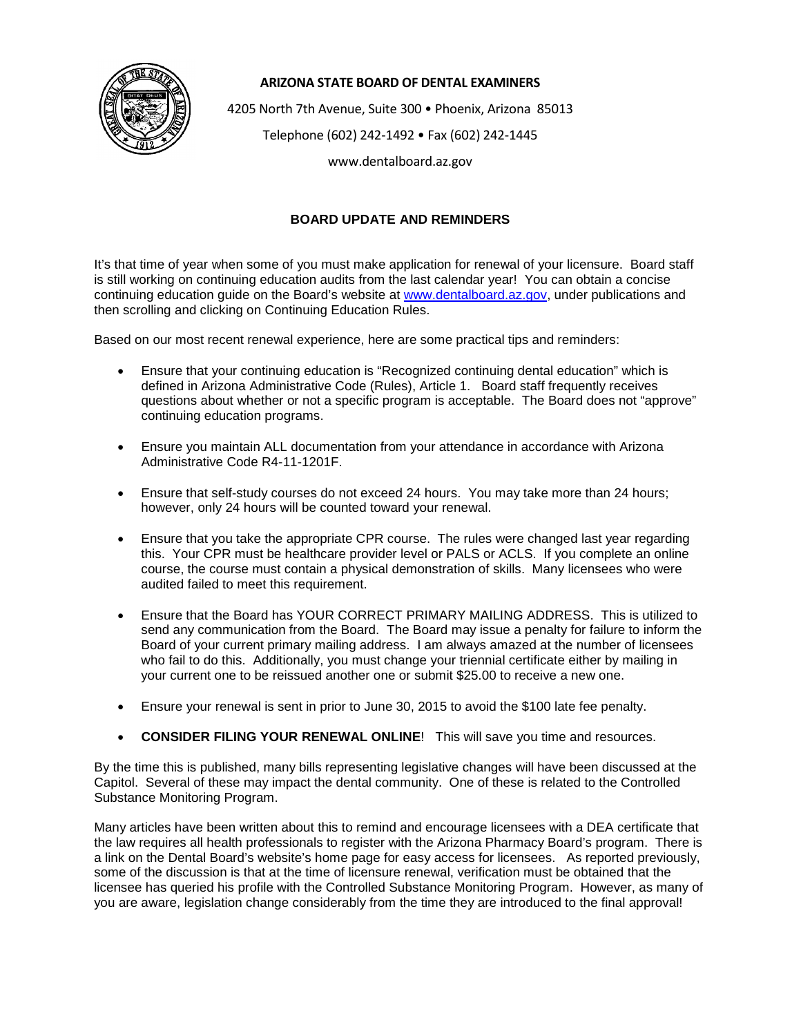**ARIZONA STATE BOARD OF DENTAL EXAMINERS**

4205 North 7th Avenue, Suite 300 • Phoenix, Arizona 85013

Telephone (602) 242-1492 • Fax (602) 242-1445

www.dentalboard.az.gov

## BOARD UPDATE AND REMINDERS

It's that time of year when some of you must make application for renewal of your licensure. Board staff is still working on continuing education audits from the last calendar year! You can obtain a concise continuing education guide on the Board's website at [www.dentalboard.az.gov](http://www.dentalboard.az.gov), under publications and then scrolling and clicking on Continuing Education Rules.

Based on our most recent renewal experience, here are some practical tips and reminders:

- Ensure that your continuing education is "Recognized continuing dental education" which is defined in Arizona Administrative Code (Rules), Article 1. Board staff frequently receives questions about whether or not a specific program is acceptable. The Board does not "approve" continuing education programs.
- Ensure you maintain ALL documentation from your attendance in accordance with Arizona Administrative Code R4-11-1201F.
- Ensure that self-study courses do not exceed 24 hours. You may take more than 24 hours; however, only 24 hours will be counted toward your renewal.
- Ensure that you take the appropriate CPR course. The rules were changed last year regarding this. Your CPR must be healthcare provider level or PALS or ACLS. If you complete an online course, the course must contain a physical demonstration of skills. Many licensees who were audited failed to meet this requirement.
- Ensure that the Board has YOUR CORRECT PRIMARY MAILING ADDRESS. This is utilized to send any communication from the Board. The Board may issue a penalty for failure to inform the Board of your current primary mailing address. I am always amazed at the number of licensees who fail to do this. Additionally, you must change your triennial certificate either by mailing in your current one to be reissued another one or submit $25.00 to receive a new one.
- Ensure your renewal is sent in prior to June 30, 2015 to avoid the $100 late fee penalty.
- **CONSIDER FILING YOUR RENEWAL ONLINE**! This will save you time and resources.

By the time this is published, many bills representing legislative changes will have been discussed at the Capitol. Several of these may impact the dental community. One of these is related to the Controlled Substance Monitoring Program.

Many articles have been written about this to remind and encourage licensees with a DEA certificate that the law requires all health professionals to register with the Arizona Pharmacy Board's program. There is a link on the Dental Board's website's home page for easy access for licensees. As reported previously, some of the discussion is that at the time of licensure renewal, verification must be obtained that the licensee has queried his profile with the Controlled Substance Monitoring Program. However, as many of you are aware, legislation change considerably from the time they are introduced to the final approval!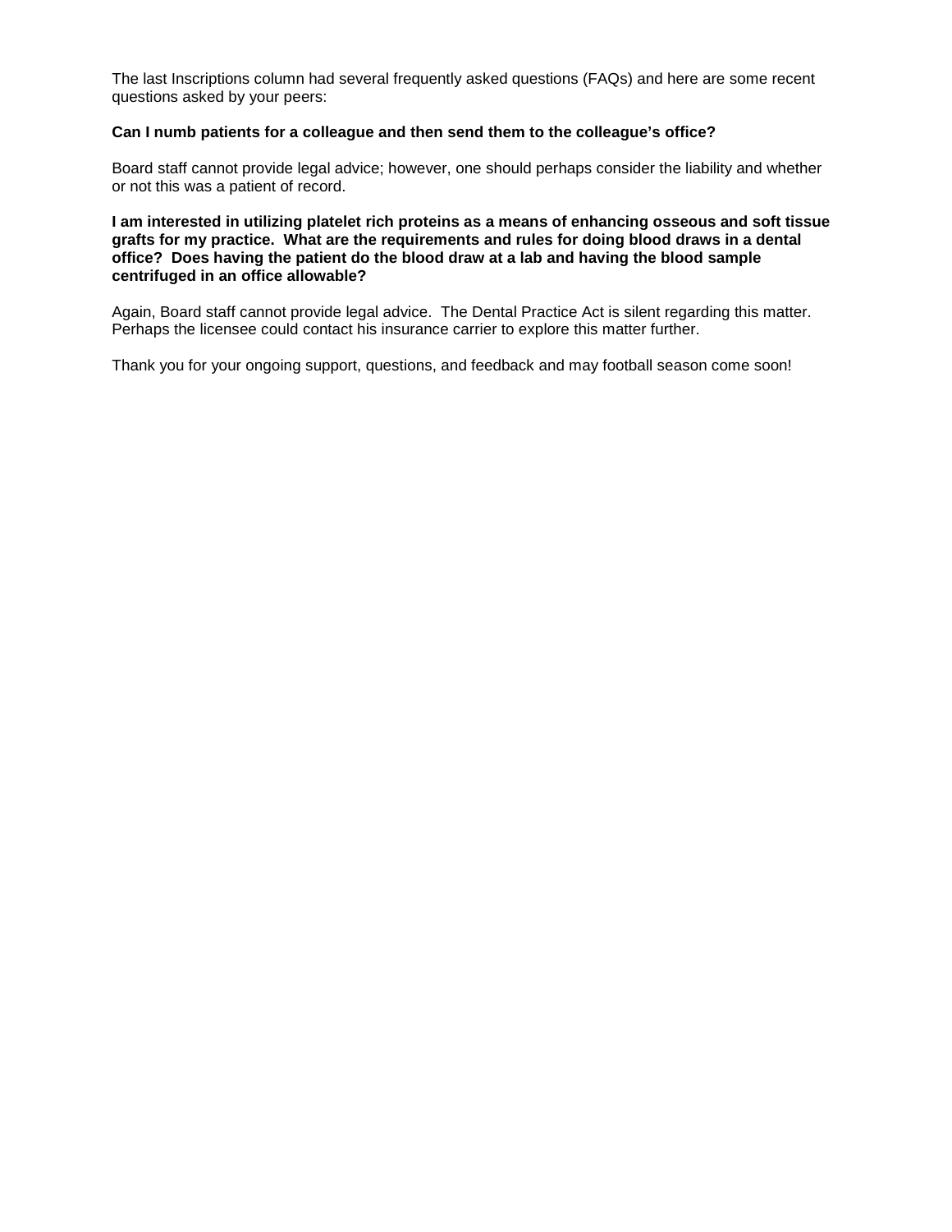The last Inscriptions column had several frequently asked questions (FAQs) and here are some recent questions asked by your peers:

**Can I numb patients for a colleague and then send them to the colleague's office?**

Board staff cannot provide legal advice; however, one should perhaps consider the liability and whether or not this was a patient of record.

**I am interested in utilizing platelet rich proteins as a means of enhancing osseous and soft tissue grafts for my practice. What are the requirements and rules for doing blood draws in a dental office? Does having the patient do the blood draw at a lab and having the blood sample centrifuged in an office allowable?**

Again, Board staff cannot provide legal advice. The Dental Practice Act is silent regarding this matter. Perhaps the licensee could contact his insurance carrier to explore this matter further.

Thank you for your ongoing support, questions, and feedback and may football season come soon!